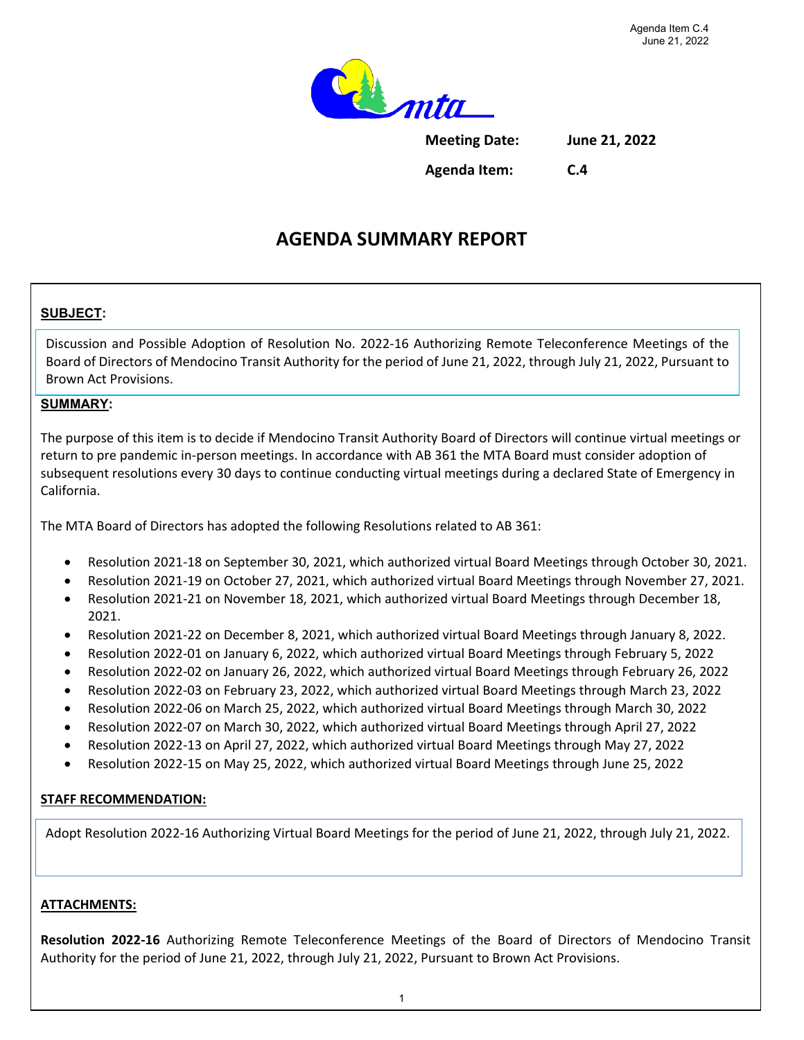Agenda Item C.4
June 21, 2022

**Meeting Date:** June 21, 2022

**Agenda Item:** C.4

# AGENDA SUMMARY REPORT

**SUBJECT:**

Discussion and Possible Adoption of Resolution No. 2022-16 Authorizing Remote Teleconference Meetings of the Board of Directors of Mendocino Transit Authority for the period of June 21, 2022, through July 21, 2022, Pursuant to Brown Act Provisions.

**SUMMARY:**

The purpose of this item is to decide if Mendocino Transit Authority Board of Directors will continue virtual meetings or return to pre pandemic in-person meetings. In accordance with AB 361 the MTA Board must consider adoption of subsequent resolutions every 30 days to continue conducting virtual meetings during a declared State of Emergency in California.

The MTA Board of Directors has adopted the following Resolutions related to AB 361:

- Resolution 2021-18 on September 30, 2021, which authorized virtual Board Meetings through October 30, 2021.
- Resolution 2021-19 on October 27, 2021, which authorized virtual Board Meetings through November 27, 2021.
- Resolution 2021-21 on November 18, 2021, which authorized virtual Board Meetings through December 18, 2021.
- Resolution 2021-22 on December 8, 2021, which authorized virtual Board Meetings through January 8, 2022.
- Resolution 2022-01 on January 6, 2022, which authorized virtual Board Meetings through February 5, 2022
- Resolution 2022-02 on January 26, 2022, which authorized virtual Board Meetings through February 26, 2022
- Resolution 2022-03 on February 23, 2022, which authorized virtual Board Meetings through March 23, 2022
- Resolution 2022-06 on March 25, 2022, which authorized virtual Board Meetings through March 30, 2022
- Resolution 2022-07 on March 30, 2022, which authorized virtual Board Meetings through April 27, 2022
- Resolution 2022-13 on April 27, 2022, which authorized virtual Board Meetings through May 27, 2022
- Resolution 2022-15 on May 25, 2022, which authorized virtual Board Meetings through June 25, 2022

**STAFF RECOMMENDATION:**

Adopt Resolution 2022-16 Authorizing Virtual Board Meetings for the period of June 21, 2022, through July 21, 2022.

**ATTACHMENTS:**

**Resolution 2022-16** Authorizing Remote Teleconference Meetings of the Board of Directors of Mendocino Transit Authority for the period of June 21, 2022, through July 21, 2022, Pursuant to Brown Act Provisions.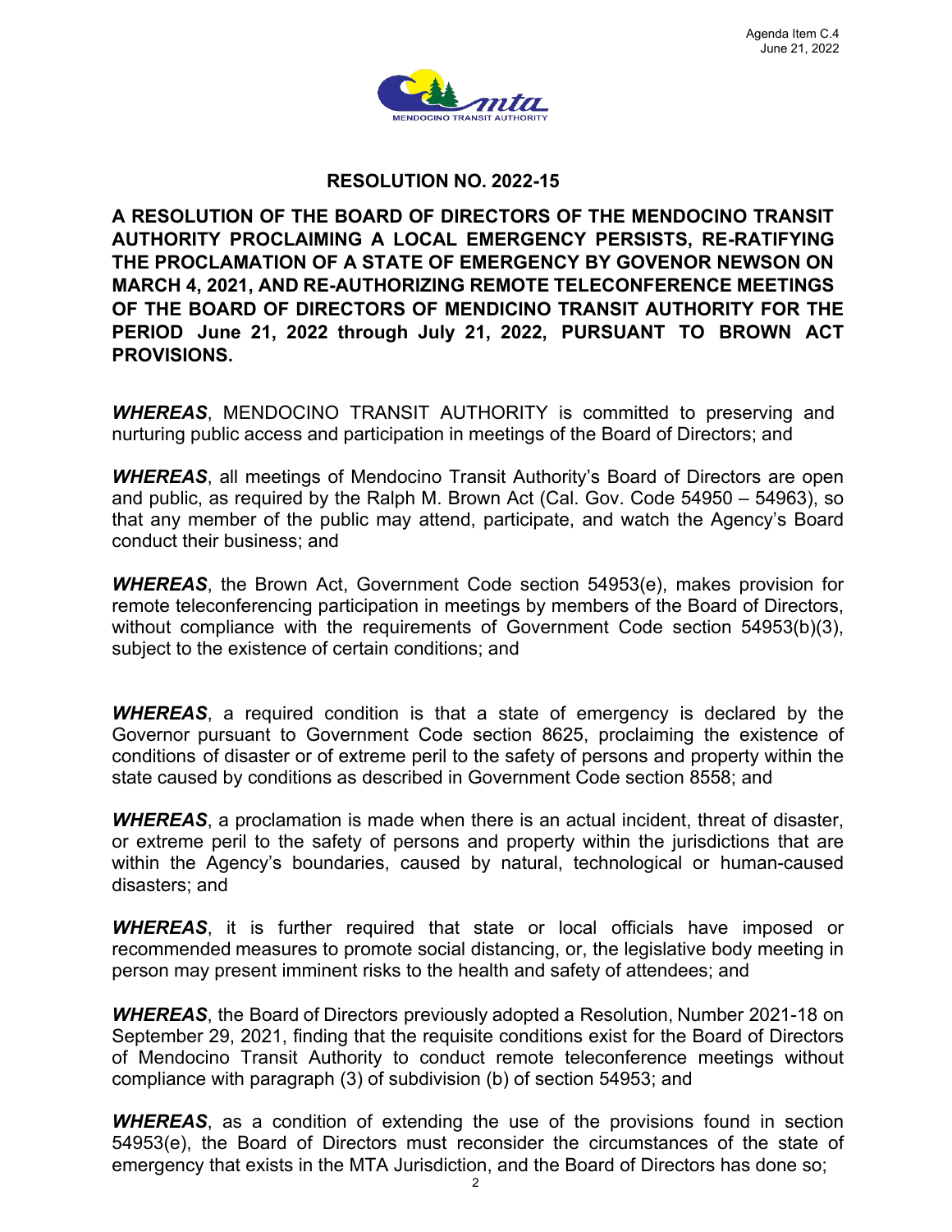Agenda Item C.4
June 21, 2022

## RESOLUTION NO. 2022-15

**A RESOLUTION OF THE BOARD OF DIRECTORS OF THE MENDOCINO TRANSIT AUTHORITY PROCLAIMING A LOCAL EMERGENCY PERSISTS, RE-RATIFYING THE PROCLAMATION OF A STATE OF EMERGENCY BY GOVENOR NEWSON ON MARCH 4, 2021, AND RE-AUTHORIZING REMOTE TELECONFERENCE MEETINGS OF THE BOARD OF DIRECTORS OF MENDICINO TRANSIT AUTHORITY FOR THE PERIOD June 21, 2022 through July 21, 2022, PURSUANT TO BROWN ACT PROVISIONS.**

***WHEREAS***, MENDOCINO TRANSIT AUTHORITY is committed to preserving and nurturing public access and participation in meetings of the Board of Directors; and

***WHEREAS***, all meetings of Mendocino Transit Authority's Board of Directors are open and public, as required by the Ralph M. Brown Act (Cal. Gov. Code 54950 – 54963), so that any member of the public may attend, participate, and watch the Agency's Board conduct their business; and

***WHEREAS***, the Brown Act, Government Code section 54953(e), makes provision for remote teleconferencing participation in meetings by members of the Board of Directors, without compliance with the requirements of Government Code section 54953(b)(3), subject to the existence of certain conditions; and

***WHEREAS***, a required condition is that a state of emergency is declared by the Governor pursuant to Government Code section 8625, proclaiming the existence of conditions of disaster or of extreme peril to the safety of persons and property within the state caused by conditions as described in Government Code section 8558; and

***WHEREAS***, a proclamation is made when there is an actual incident, threat of disaster, or extreme peril to the safety of persons and property within the jurisdictions that are within the Agency's boundaries, caused by natural, technological or human-caused disasters; and

***WHEREAS***, it is further required that state or local officials have imposed or recommended measures to promote social distancing, or, the legislative body meeting in person may present imminent risks to the health and safety of attendees; and

***WHEREAS***, the Board of Directors previously adopted a Resolution, Number 2021-18 on September 29, 2021, finding that the requisite conditions exist for the Board of Directors of Mendocino Transit Authority to conduct remote teleconference meetings without compliance with paragraph (3) of subdivision (b) of section 54953; and

***WHEREAS***, as a condition of extending the use of the provisions found in section 54953(e), the Board of Directors must reconsider the circumstances of the state of emergency that exists in the MTA Jurisdiction, and the Board of Directors has done so;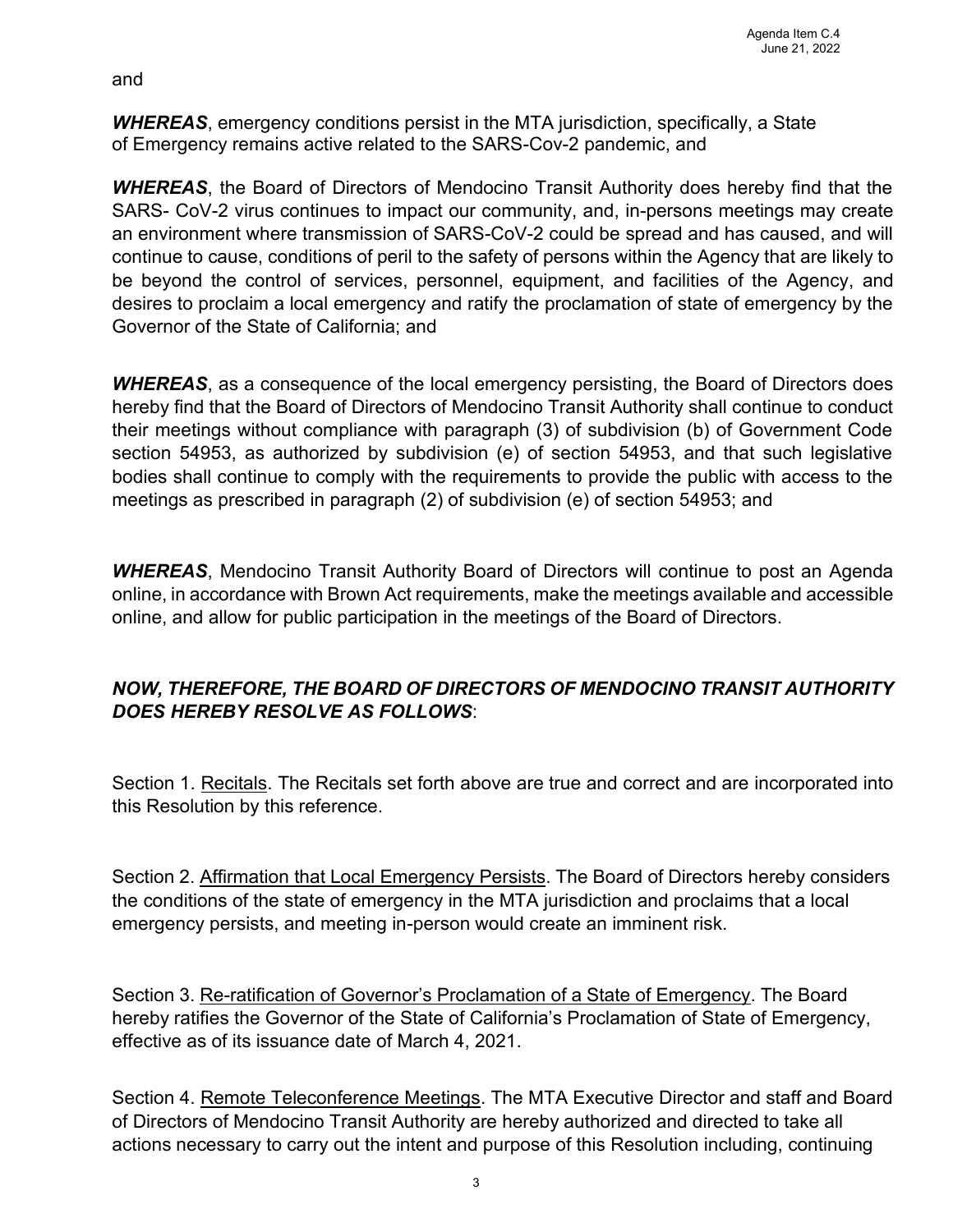and

***WHEREAS***, emergency conditions persist in the MTA jurisdiction, specifically, a State of Emergency remains active related to the SARS-Cov-2 pandemic, and

***WHEREAS***, the Board of Directors of Mendocino Transit Authority does hereby find that the SARS- CoV-2 virus continues to impact our community, and, in-persons meetings may create an environment where transmission of SARS-CoV-2 could be spread and has caused, and will continue to cause, conditions of peril to the safety of persons within the Agency that are likely to be beyond the control of services, personnel, equipment, and facilities of the Agency, and desires to proclaim a local emergency and ratify the proclamation of state of emergency by the Governor of the State of California; and

***WHEREAS***, as a consequence of the local emergency persisting, the Board of Directors does hereby find that the Board of Directors of Mendocino Transit Authority shall continue to conduct their meetings without compliance with paragraph (3) of subdivision (b) of Government Code section 54953, as authorized by subdivision (e) of section 54953, and that such legislative bodies shall continue to comply with the requirements to provide the public with access to the meetings as prescribed in paragraph (2) of subdivision (e) of section 54953; and

***WHEREAS***, Mendocino Transit Authority Board of Directors will continue to post an Agenda online, in accordance with Brown Act requirements, make the meetings available and accessible online, and allow for public participation in the meetings of the Board of Directors.

***NOW, THEREFORE, THE BOARD OF DIRECTORS OF MENDOCINO TRANSIT AUTHORITY DOES HEREBY RESOLVE AS FOLLOWS***:

Section 1. Recitals. The Recitals set forth above are true and correct and are incorporated into this Resolution by this reference.

Section 2. Affirmation that Local Emergency Persists. The Board of Directors hereby considers the conditions of the state of emergency in the MTA jurisdiction and proclaims that a local emergency persists, and meeting in-person would create an imminent risk.

Section 3. Re-ratification of Governor's Proclamation of a State of Emergency. The Board hereby ratifies the Governor of the State of California's Proclamation of State of Emergency, effective as of its issuance date of March 4, 2021.

Section 4. Remote Teleconference Meetings. The MTA Executive Director and staff and Board of Directors of Mendocino Transit Authority are hereby authorized and directed to take all actions necessary to carry out the intent and purpose of this Resolution including, continuing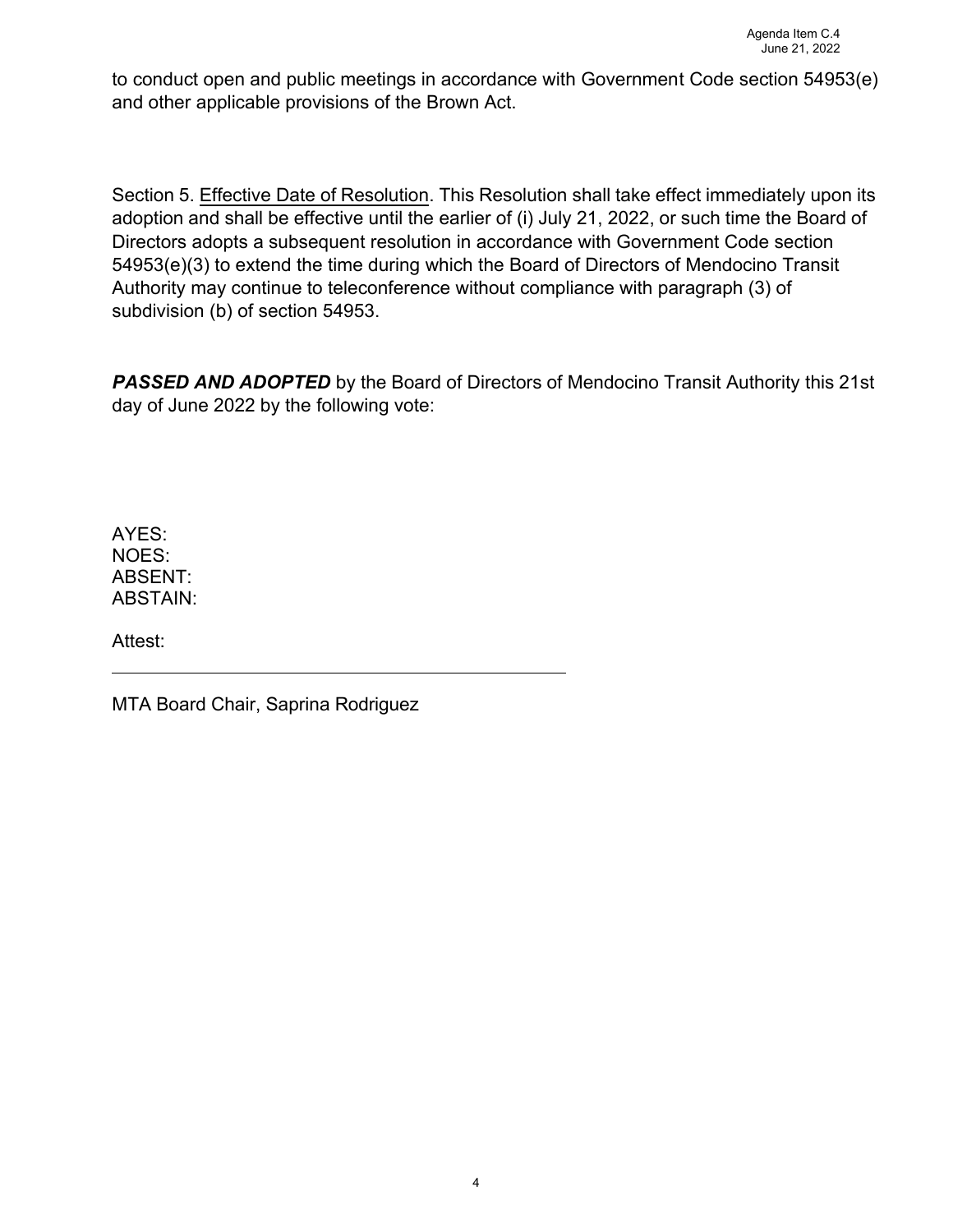to conduct open and public meetings in accordance with Government Code section 54953(e) and other applicable provisions of the Brown Act.

Section 5. <u>Effective Date of Resolution</u>. This Resolution shall take effect immediately upon its adoption and shall be effective until the earlier of (i) July 21, 2022, or such time the Board of Directors adopts a subsequent resolution in accordance with Government Code section 54953(e)(3) to extend the time during which the Board of Directors of Mendocino Transit Authority may continue to teleconference without compliance with paragraph (3) of subdivision (b) of section 54953.

***PASSED AND ADOPTED*** by the Board of Directors of Mendocino Transit Authority this 21st day of June 2022 by the following vote:

AYES:
NOES:
ABSENT:
ABSTAIN:

Attest:

\_\_\_\_\_\_\_\_\_\_\_\_\_\_\_\_\_\_\_\_\_\_\_\_\_\_\_\_\_\_\_\_\_\_\_\_\_\_\_\_

MTA Board Chair, Saprina Rodriguez